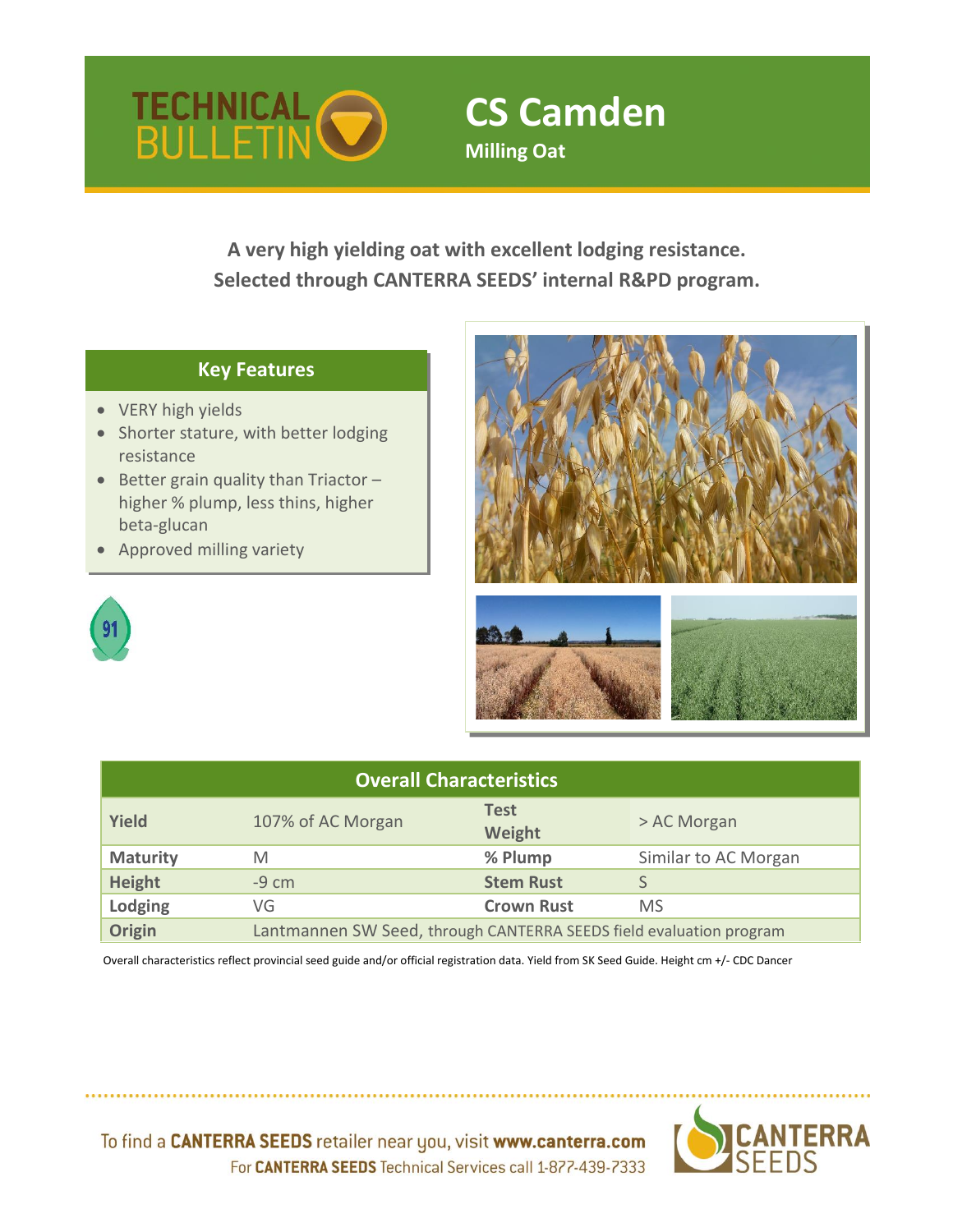# TECHNICAL BULLETIN

# CS Camden

**Milling Oat**

**A very high yielding oat with excellent lodging resistance. Selected through CANTERRA SEEDS' internal R&PD program.**

## Key Features

- VERY high yields
- Shorter stature, with better lodging resistance
- Better grain quality than Triactor – higher % plump, less thins, higher beta-glucan
- Approved milling variety

91

## Overall Characteristics

| **Overall Characteristics** | | | |
|---|---|---|---|
| **Yield** | 107% of AC Morgan | **Test Weight** | > AC Morgan |
| **Maturity** | M | **% Plump** | Similar to AC Morgan |
| **Height** | -9 cm | **Stem Rust** | S |
| **Lodging** | VG | **Crown Rust** | MS |
| **Origin** | Lantmannen SW Seed, through CANTERRA SEEDS field evaluation program | | |

Overall characteristics reflect provincial seed guide and/or official registration data. Yield from SK Seed Guide. Height cm +/- CDC Dancer

To find a **CANTERRA SEEDS** retailer near you, visit **www.canterra.com**
For **CANTERRA SEEDS** Technical Services call 1-877-439-7333

CANTERRA SEEDS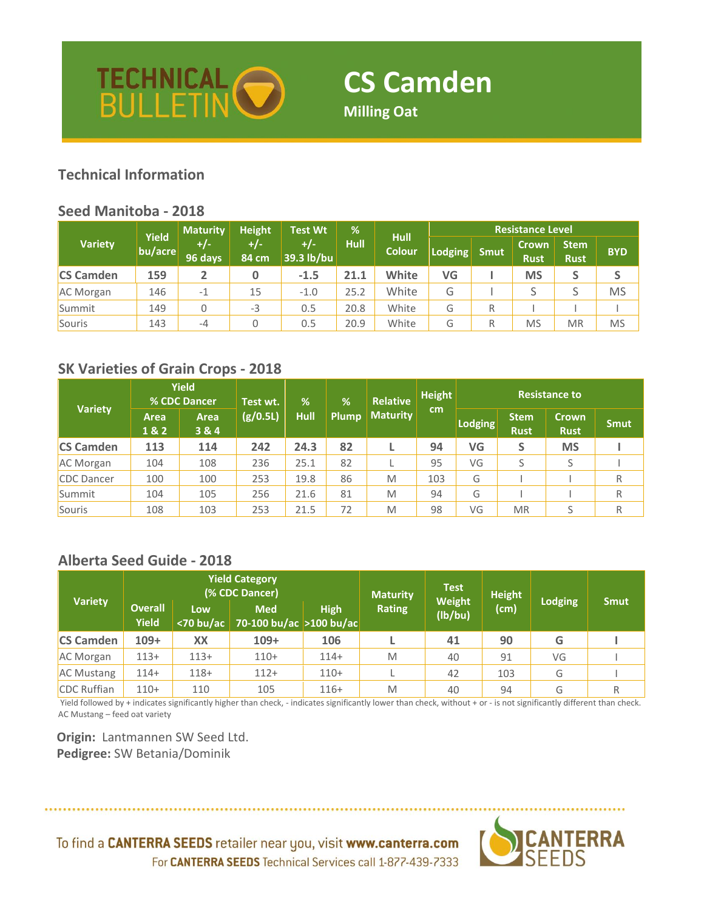# TECHNICAL BULLETIN

# CS Camden

**Milling Oat**

## Technical Information

### Seed Manitoba - 2018

| Variety | Yield bu/acre | Maturity +/- 96 days | Height +/- 84 cm | Test Wt +/- 39.3 lb/bu | % Hull | Hull Colour | Resistance Level | | | | |
|---|---|---|---|---|---|---|---|---|---|---|---|
| | | | | | | | Lodging | Smut | Crown Rust | Stem Rust | BYD |
| **CS Camden** | **159** | **2** | **0** | **-1.5** | **21.1** | **White** | **VG** | **I** | **MS** | **S** | **S** |
| AC Morgan | 146 | -1 | 15 | -1.0 | 25.2 | White | G | I | S | S | MS |
| Summit | 149 | 0 | -3 | 0.5 | 20.8 | White | G | R | I | I | I |
| Souris | 143 | -4 | 0 | 0.5 | 20.9 | White | G | R | MS | MR | MS |

### SK Varieties of Grain Crops - 2018

| Variety | Yield % CDC Dancer | | Test wt. (g/0.5L) | % Hull | % Plump | Relative Maturity | Height cm | Resistance to | | | |
|---|---|---|---|---|---|---|---|---|---|---|---|
| | Area 1 & 2 | Area 3 & 4 | | | | | | Lodging | Stem Rust | Crown Rust | Smut |
| **CS Camden** | **113** | **114** | **242** | **24.3** | **82** | **L** | **94** | **VG** | **S** | **MS** | **I** |
| AC Morgan | 104 | 108 | 236 | 25.1 | 82 | L | 95 | VG | S | S | I |
| CDC Dancer | 100 | 100 | 253 | 19.8 | 86 | M | 103 | G | I | I | R |
| Summit | 104 | 105 | 256 | 21.6 | 81 | M | 94 | G | I | I | R |
| Souris | 108 | 103 | 253 | 21.5 | 72 | M | 98 | VG | MR | S | R |

### Alberta Seed Guide - 2018

| Variety | Yield Category (% CDC Dancer) | | | | Maturity Rating | Test Weight (lb/bu) | Height (cm) | Lodging | Smut |
|---|---|---|---|---|---|---|---|---|---|
| | Overall Yield | Low <70 bu/ac | Med 70-100 bu/ac | High >100 bu/ac | | | | | |
| **CS Camden** | **109+** | **XX** | **109+** | **106** | **L** | **41** | **90** | **G** | **I** |
| AC Morgan | 113+ | 113+ | 110+ | 114+ | M | 40 | 91 | VG | I |
| AC Mustang | 114+ | 118+ | 112+ | 110+ | L | 42 | 103 | G | I |
| CDC Ruffian | 110+ | 110 | 105 | 116+ | M | 40 | 94 | G | R |

Yield followed by + indicates significantly higher than check, - indicates significantly lower than check, without + or - is not significantly different than check.
AC Mustang – feed oat variety

**Origin:** Lantmannen SW Seed Ltd.
**Pedigree:** SW Betania/Dominik

To find a **CANTERRA SEEDS** retailer near you, visit **www.canterra.com**
For **CANTERRA SEEDS** Technical Services call 1-877-439-7333

CANTERRA SEEDS